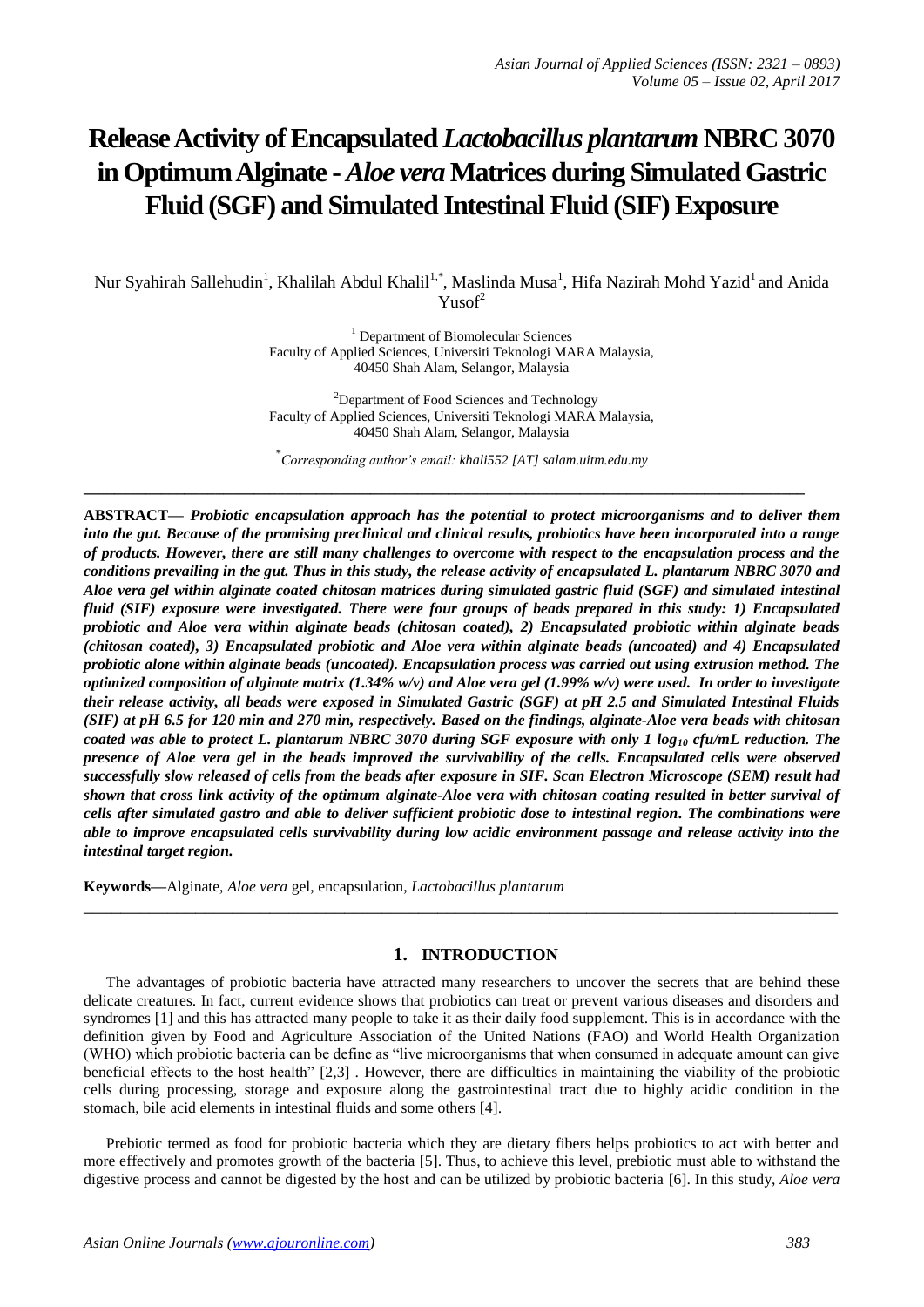# Release Activity of Encapsulated *Lactobacillus plantarum* NBRC 3070 in Optimum Alginate - *Aloe vera* Matrices during Simulated Gastric Fluid (SGF) and Simulated Intestinal Fluid (SIF) Exposure

Nur Syahirah Sallehudin[1], Khalilah Abdul Khalil[1,*], Maslinda Musa[1], Hifa Nazirah Mohd Yazid[1] and Anida Yusof[2]

[1] Department of Biomolecular Sciences
Faculty of Applied Sciences, Universiti Teknologi MARA Malaysia,
40450 Shah Alam, Selangor, Malaysia

[2] Department of Food Sciences and Technology
Faculty of Applied Sciences, Universiti Teknologi MARA Malaysia,
40450 Shah Alam, Selangor, Malaysia

[*] *Corresponding author's email: khali552 [AT] salam.uitm.edu.my*

---

**ABSTRACT—** ***Probiotic encapsulation approach has the potential to protect microorganisms and to deliver them into the gut. Because of the promising preclinical and clinical results, probiotics have been incorporated into a range of products. However, there are still many challenges to overcome with respect to the encapsulation process and the conditions prevailing in the gut. Thus in this study, the release activity of encapsulated L. plantarum NBRC 3070 and Aloe vera gel within alginate coated chitosan matrices during simulated gastric fluid (SGF) and simulated intestinal fluid (SIF) exposure were investigated. There were four groups of beads prepared in this study: 1) Encapsulated probiotic and Aloe vera within alginate beads (chitosan coated), 2) Encapsulated probiotic within alginate beads (chitosan coated), 3) Encapsulated probiotic and Aloe vera within alginate beads (uncoated) and 4) Encapsulated probiotic alone within alginate beads (uncoated). Encapsulation process was carried out using extrusion method. The optimized composition of alginate matrix (1.34% w/v) and Aloe vera gel (1.99% w/v) were used. In order to investigate their release activity, all beads were exposed in Simulated Gastric (SGF) at pH 2.5 and Simulated Intestinal Fluids (SIF) at pH 6.5 for 120 min and 270 min, respectively. Based on the findings, alginate-Aloe vera beads with chitosan coated was able to protect L. plantarum NBRC 3070 during SGF exposure with only 1 $log_{10}$ cfu/mL reduction. The presence of Aloe vera gel in the beads improved the survivability of the cells. Encapsulated cells were observed successfully slow released of cells from the beads after exposure in SIF. Scan Electron Microscope (SEM) result had shown that cross link activity of the optimum alginate-Aloe vera with chitosan coating resulted in better survival of cells after simulated gastro and able to deliver sufficient probiotic dose to intestinal region. The combinations were able to improve encapsulated cells survivability during low acidic environment passage and release activity into the intestinal target region.***

**Keywords—**Alginate, *Aloe vera* gel, encapsulation, *Lactobacillus plantarum*

---

## 1. INTRODUCTION

The advantages of probiotic bacteria have attracted many researchers to uncover the secrets that are behind these delicate creatures. In fact, current evidence shows that probiotics can treat or prevent various diseases and disorders and syndromes [1] and this has attracted many people to take it as their daily food supplement. This is in accordance with the definition given by Food and Agriculture Association of the United Nations (FAO) and World Health Organization (WHO) which probiotic bacteria can be define as "live microorganisms that when consumed in adequate amount can give beneficial effects to the host health" [2,3] . However, there are difficulties in maintaining the viability of the probiotic cells during processing, storage and exposure along the gastrointestinal tract due to highly acidic condition in the stomach, bile acid elements in intestinal fluids and some others [4].

Prebiotic termed as food for probiotic bacteria which they are dietary fibers helps probiotics to act with better and more effectively and promotes growth of the bacteria [5]. Thus, to achieve this level, prebiotic must able to withstand the digestive process and cannot be digested by the host and can be utilized by probiotic bacteria [6]. In this study, *Aloe vera*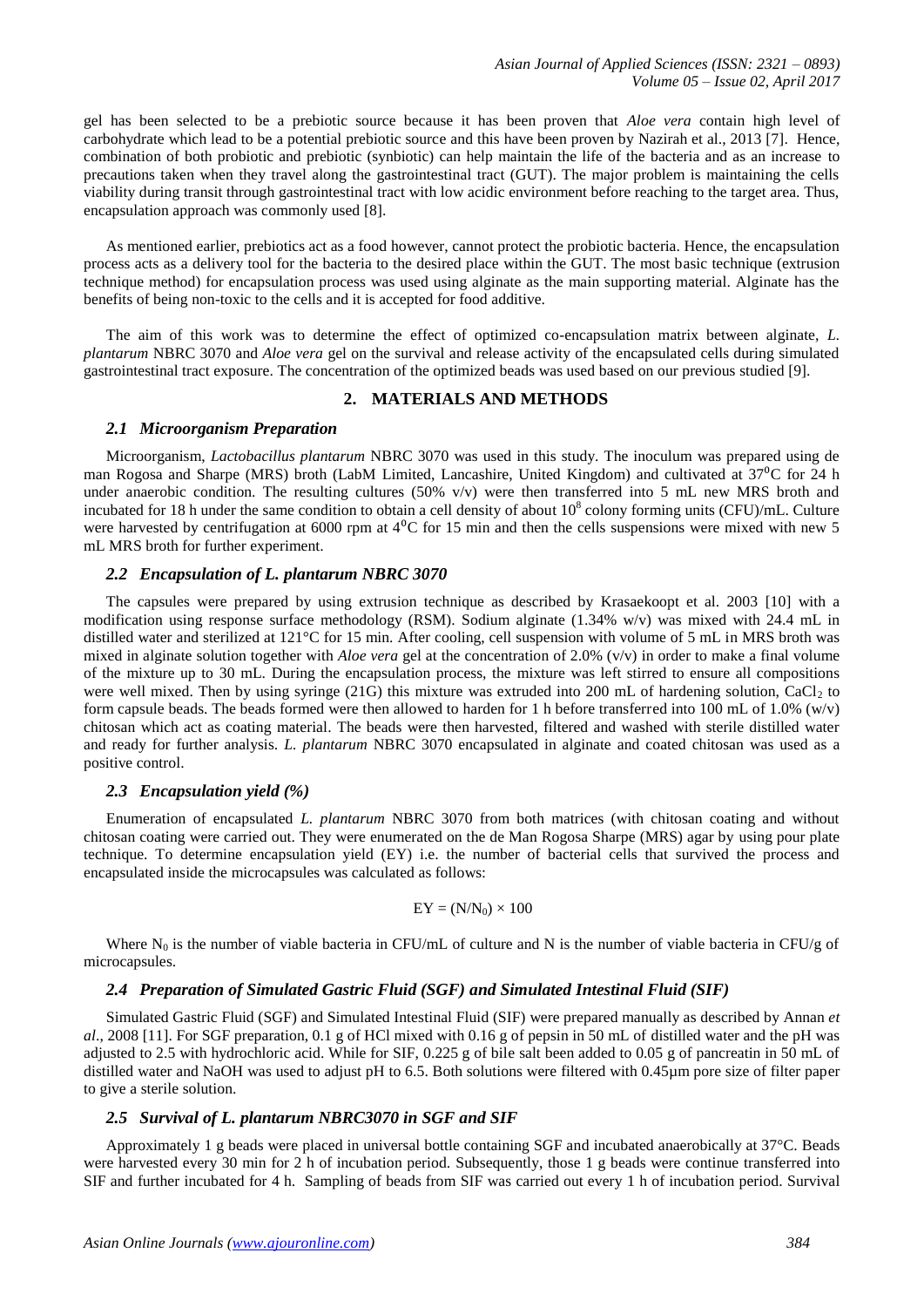gel has been selected to be a prebiotic source because it has been proven that *Aloe vera* contain high level of carbohydrate which lead to be a potential prebiotic source and this have been proven by Nazirah et al., 2013 [7]. Hence, combination of both probiotic and prebiotic (synbiotic) can help maintain the life of the bacteria and as an increase to precautions taken when they travel along the gastrointestinal tract (GUT). The major problem is maintaining the cells viability during transit through gastrointestinal tract with low acidic environment before reaching to the target area. Thus, encapsulation approach was commonly used [8].

As mentioned earlier, prebiotics act as a food however, cannot protect the probiotic bacteria. Hence, the encapsulation process acts as a delivery tool for the bacteria to the desired place within the GUT. The most basic technique (extrusion technique method) for encapsulation process was used using alginate as the main supporting material. Alginate has the benefits of being non-toxic to the cells and it is accepted for food additive.

The aim of this work was to determine the effect of optimized co-encapsulation matrix between alginate, *L. plantarum* NBRC 3070 and *Aloe vera* gel on the survival and release activity of the encapsulated cells during simulated gastrointestinal tract exposure. The concentration of the optimized beads was used based on our previous studied [9].

## 2. MATERIALS AND METHODS

### *2.1 Microorganism Preparation*

Microorganism, *Lactobacillus plantarum* NBRC 3070 was used in this study. The inoculum was prepared using de man Rogosa and Sharpe (MRS) broth (LabM Limited, Lancashire, United Kingdom) and cultivated at $37^0$C for 24 h under anaerobic condition. The resulting cultures (50% v/v) were then transferred into 5 mL new MRS broth and incubated for 18 h under the same condition to obtain a cell density of about $10^8$ colony forming units (CFU)/mL. Culture were harvested by centrifugation at 6000 rpm at $4^0$C for 15 min and then the cells suspensions were mixed with new 5 mL MRS broth for further experiment.

### *2.2 Encapsulation of L. plantarum NBRC 3070*

The capsules were prepared by using extrusion technique as described by Krasaekoopt et al. 2003 [10] with a modification using response surface methodology (RSM). Sodium alginate (1.34% w/v) was mixed with 24.4 mL in distilled water and sterilized at 121°C for 15 min. After cooling, cell suspension with volume of 5 mL in MRS broth was mixed in alginate solution together with *Aloe vera* gel at the concentration of 2.0% (v/v) in order to make a final volume of the mixture up to 30 mL. During the encapsulation process, the mixture was left stirred to ensure all compositions were well mixed. Then by using syringe (21G) this mixture was extruded into 200 mL of hardening solution, $CaCl_2$ to form capsule beads. The beads formed were then allowed to harden for 1 h before transferred into 100 mL of 1.0% (w/v) chitosan which act as coating material. The beads were then harvested, filtered and washed with sterile distilled water and ready for further analysis. *L. plantarum* NBRC 3070 encapsulated in alginate and coated chitosan was used as a positive control.

### *2.3 Encapsulation yield (%)*

Enumeration of encapsulated *L. plantarum* NBRC 3070 from both matrices (with chitosan coating and without chitosan coating were carried out. They were enumerated on the de Man Rogosa Sharpe (MRS) agar by using pour plate technique. To determine encapsulation yield (EY) i.e. the number of bacterial cells that survived the process and encapsulated inside the microcapsules was calculated as follows:

$$EY = (N/N_0) \times 100$$

Where $N_0$ is the number of viable bacteria in CFU/mL of culture and N is the number of viable bacteria in CFU/g of microcapsules.

### *2.4 Preparation of Simulated Gastric Fluid (SGF) and Simulated Intestinal Fluid (SIF)*

Simulated Gastric Fluid (SGF) and Simulated Intestinal Fluid (SIF) were prepared manually as described by Annan *et al*., 2008 [11]. For SGF preparation, 0.1 g of HCl mixed with 0.16 g of pepsin in 50 mL of distilled water and the pH was adjusted to 2.5 with hydrochloric acid. While for SIF, 0.225 g of bile salt been added to 0.05 g of pancreatin in 50 mL of distilled water and NaOH was used to adjust pH to 6.5. Both solutions were filtered with 0.45µm pore size of filter paper to give a sterile solution.

### *2.5 Survival of L. plantarum NBRC3070 in SGF and SIF*

Approximately 1 g beads were placed in universal bottle containing SGF and incubated anaerobically at 37°C. Beads were harvested every 30 min for 2 h of incubation period. Subsequently, those 1 g beads were continue transferred into SIF and further incubated for 4 h. Sampling of beads from SIF was carried out every 1 h of incubation period. Survival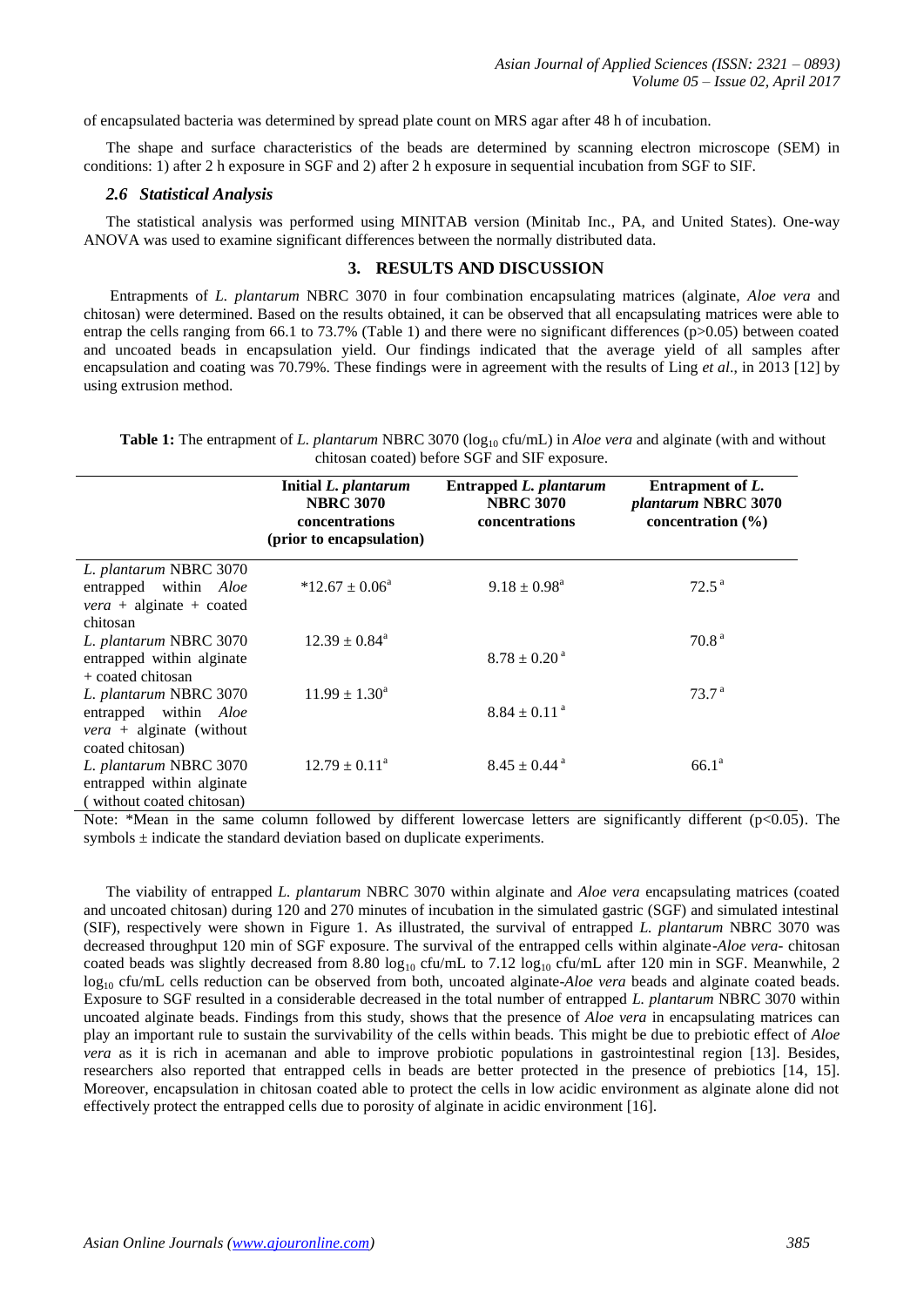of encapsulated bacteria was determined by spread plate count on MRS agar after 48 h of incubation.

The shape and surface characteristics of the beads are determined by scanning electron microscope (SEM) in conditions: 1) after 2 h exposure in SGF and 2) after 2 h exposure in sequential incubation from SGF to SIF.

### *2.6 Statistical Analysis*

The statistical analysis was performed using MINITAB version (Minitab Inc., PA, and United States). One-way ANOVA was used to examine significant differences between the normally distributed data.

## 3. RESULTS AND DISCUSSION

Entrapments of *L. plantarum* NBRC 3070 in four combination encapsulating matrices (alginate, *Aloe vera* and chitosan) were determined. Based on the results obtained, it can be observed that all encapsulating matrices were able to entrap the cells ranging from 66.1 to 73.7% (Table 1) and there were no significant differences ($p>0.05$) between coated and uncoated beads in encapsulation yield. Our findings indicated that the average yield of all samples after encapsulation and coating was 70.79%. These findings were in agreement with the results of Ling *et al*., in 2013 [12] by using extrusion method.

**Table 1:** The entrapment of *L. plantarum* NBRC 3070 ($\log_{10}$ cfu/mL) in *Aloe vera* and alginate (with and without chitosan coated) before SGF and SIF exposure.

| | Initial *L. plantarum* NBRC 3070 concentrations (prior to encapsulation) | Entrapped *L. plantarum* NBRC 3070 concentrations | Entrapment of *L. plantarum* NBRC 3070 concentration (%) |
|---|---|---|---|
| *L. plantarum* NBRC 3070 entrapped within *Aloe vera* + alginate + coated chitosan | $^{*}12.67 \pm 0.06^{a}$ | $9.18 \pm 0.98^{a}$ | $72.5^{a}$ |
| *L. plantarum* NBRC 3070 entrapped within alginate + coated chitosan | $12.39 \pm 0.84^{a}$ | $8.78 \pm 0.20^{a}$ | $70.8^{a}$ |
| *L. plantarum* NBRC 3070 entrapped within *Aloe vera* + alginate (without coated chitosan) | $11.99 \pm 1.30^{a}$ | $8.84 \pm 0.11^{a}$ | $73.7^{a}$ |
| *L. plantarum* NBRC 3070 entrapped within alginate ( without coated chitosan) | $12.79 \pm 0.11^{a}$ | $8.45 \pm 0.44^{a}$ | $66.1^{a}$ |

Note: *Mean in the same column followed by different lowercase letters are significantly different ($p<0.05$). The symbols ± indicate the standard deviation based on duplicate experiments.

The viability of entrapped *L. plantarum* NBRC 3070 within alginate and *Aloe vera* encapsulating matrices (coated and uncoated chitosan) during 120 and 270 minutes of incubation in the simulated gastric (SGF) and simulated intestinal (SIF), respectively were shown in Figure 1. As illustrated, the survival of entrapped *L. plantarum* NBRC 3070 was decreased throughput 120 min of SGF exposure. The survival of the entrapped cells within alginate-*Aloe vera*- chitosan coated beads was slightly decreased from 8.80 $\log_{10}$ cfu/mL to 7.12 $\log_{10}$ cfu/mL after 120 min in SGF. Meanwhile, 2 $\log_{10}$ cfu/mL cells reduction can be observed from both, uncoated alginate-*Aloe vera* beads and alginate coated beads. Exposure to SGF resulted in a considerable decreased in the total number of entrapped *L. plantarum* NBRC 3070 within uncoated alginate beads. Findings from this study, shows that the presence of *Aloe vera* in encapsulating matrices can play an important rule to sustain the survivability of the cells within beads. This might be due to prebiotic effect of *Aloe vera* as it is rich in acemanan and able to improve probiotic populations in gastrointestinal region [13]. Besides, researchers also reported that entrapped cells in beads are better protected in the presence of prebiotics [14, 15]. Moreover, encapsulation in chitosan coated able to protect the cells in low acidic environment as alginate alone did not effectively protect the entrapped cells due to porosity of alginate in acidic environment [16].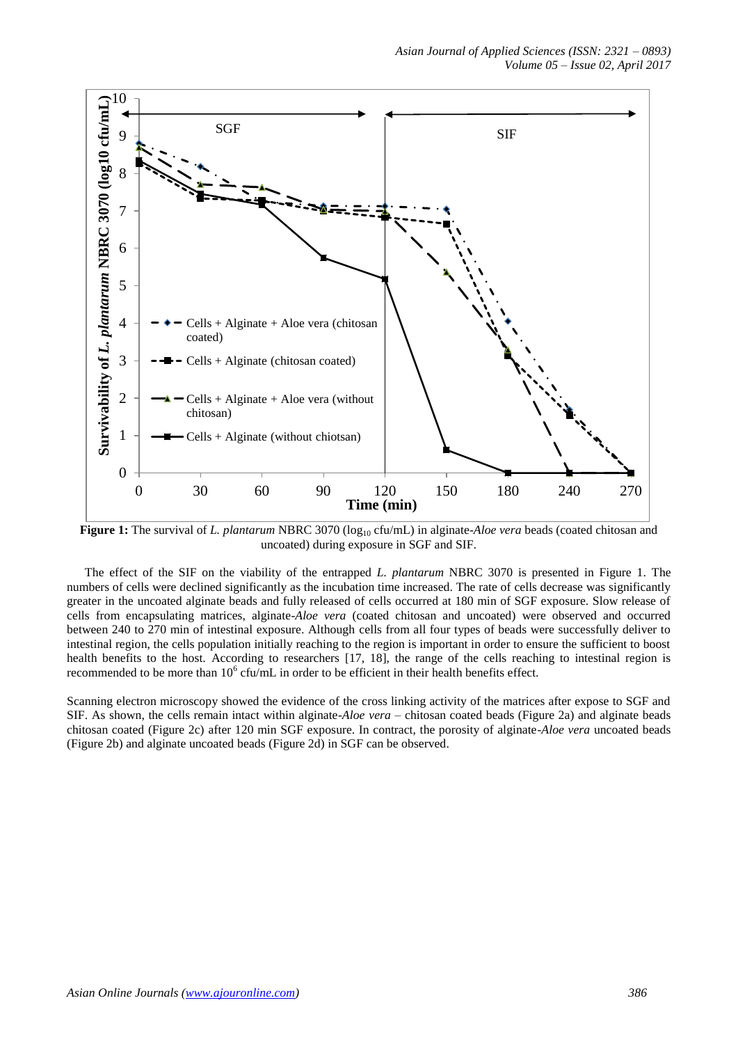**Figure 1:** The survival of *L. plantarum* NBRC 3070 ($log_{10}$ cfu/mL) in alginate-*Aloe vera* beads (coated chitosan and uncoated) during exposure in SGF and SIF.

The effect of the SIF on the viability of the entrapped *L. plantarum* NBRC 3070 is presented in Figure 1. The numbers of cells were declined significantly as the incubation time increased. The rate of cells decrease was significantly greater in the uncoated alginate beads and fully released of cells occurred at 180 min of SGF exposure. Slow release of cells from encapsulating matrices, alginate-*Aloe vera* (coated chitosan and uncoated) were observed and occurred between 240 to 270 min of intestinal exposure. Although cells from all four types of beads were successfully deliver to intestinal region, the cells population initially reaching to the region is important in order to ensure the sufficient to boost health benefits to the host. According to researchers [17, 18], the range of the cells reaching to intestinal region is recommended to be more than $10^6$ cfu/mL in order to be efficient in their health benefits effect.

Scanning electron microscopy showed the evidence of the cross linking activity of the matrices after expose to SGF and SIF. As shown, the cells remain intact within alginate-*Aloe vera* – chitosan coated beads (Figure 2a) and alginate beads chitosan coated (Figure 2c) after 120 min SGF exposure. In contract, the porosity of alginate-*Aloe vera* uncoated beads (Figure 2b) and alginate uncoated beads (Figure 2d) in SGF can be observed.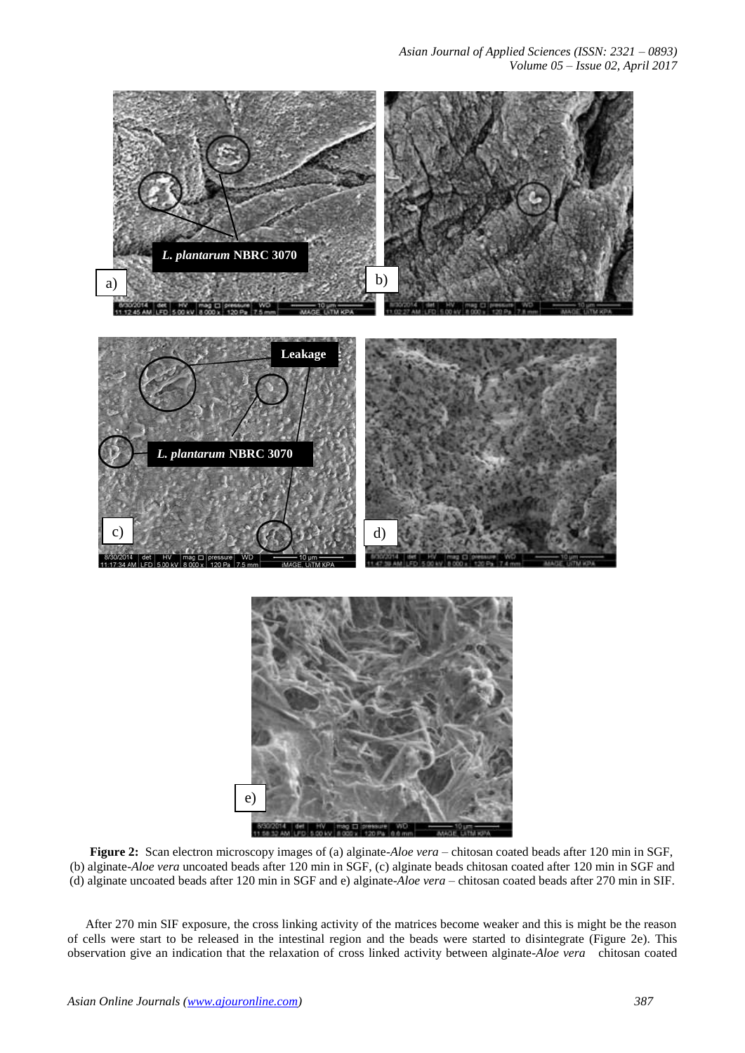**Figure 2:** Scan electron microscopy images of (a) alginate-*Aloe vera* – chitosan coated beads after 120 min in SGF, (b) alginate-*Aloe vera* uncoated beads after 120 min in SGF, (c) alginate beads chitosan coated after 120 min in SGF and (d) alginate uncoated beads after 120 min in SGF and e) alginate-*Aloe vera* – chitosan coated beads after 270 min in SIF.

After 270 min SIF exposure, the cross linking activity of the matrices become weaker and this is might be the reason of cells were start to be released in the intestinal region and the beads were started to disintegrate (Figure 2e). This observation give an indication that the relaxation of cross linked activity between alginate-*Aloe vera* chitosan coated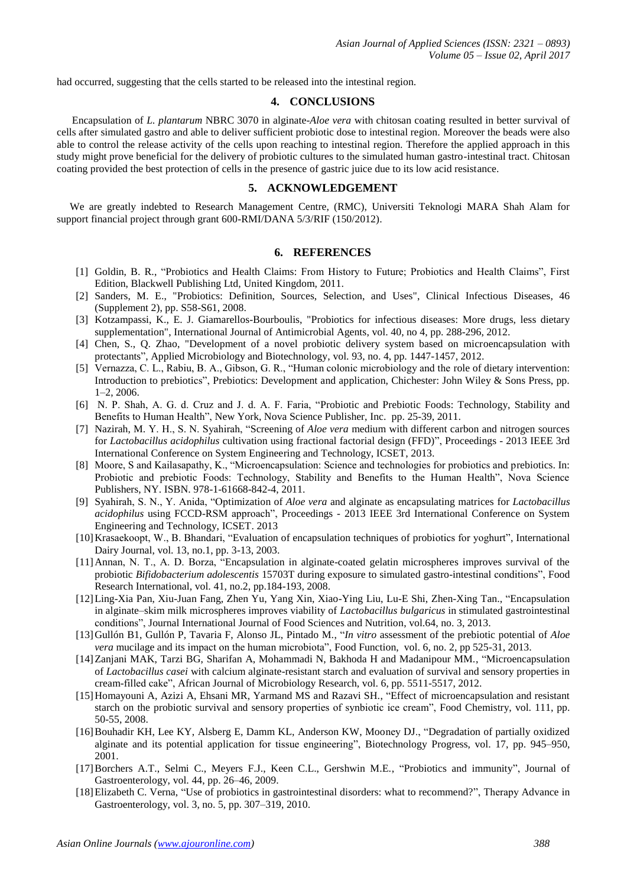had occurred, suggesting that the cells started to be released into the intestinal region.

## 4. CONCLUSIONS

Encapsulation of *L. plantarum* NBRC 3070 in alginate-*Aloe vera* with chitosan coating resulted in better survival of cells after simulated gastro and able to deliver sufficient probiotic dose to intestinal region. Moreover the beads were also able to control the release activity of the cells upon reaching to intestinal region. Therefore the applied approach in this study might prove beneficial for the delivery of probiotic cultures to the simulated human gastro-intestinal tract. Chitosan coating provided the best protection of cells in the presence of gastric juice due to its low acid resistance.

## 5. ACKNOWLEDGEMENT

We are greatly indebted to Research Management Centre, (RMC), Universiti Teknologi MARA Shah Alam for support financial project through grant 600-RMI/DANA 5/3/RIF (150/2012).

## 6. REFERENCES

[1] Goldin, B. R., "Probiotics and Health Claims: From History to Future; Probiotics and Health Claims", First Edition, Blackwell Publishing Ltd, United Kingdom, 2011.

[2] Sanders, M. E., "Probiotics: Definition, Sources, Selection, and Uses", Clinical Infectious Diseases, 46 (Supplement 2), pp. S58-S61, 2008.

[3] Kotzampassi, K., E. J. Giamarellos-Bourboulis, "Probiotics for infectious diseases: More drugs, less dietary supplementation", International Journal of Antimicrobial Agents, vol. 40, no 4, pp. 288-296, 2012.

[4] Chen, S., Q. Zhao, "Development of a novel probiotic delivery system based on microencapsulation with protectants", Applied Microbiology and Biotechnology, vol. 93, no. 4, pp. 1447-1457, 2012.

[5] Vernazza, C. L., Rabiu, B. A., Gibson, G. R., "Human colonic microbiology and the role of dietary intervention: Introduction to prebiotics", Prebiotics: Development and application, Chichester: John Wiley & Sons Press, pp. 1–2, 2006.

[6] N. P. Shah, A. G. d. Cruz and J. d. A. F. Faria, "Probiotic and Prebiotic Foods: Technology, Stability and Benefits to Human Health", New York, Nova Science Publisher, Inc. pp. 25-39, 2011.

[7] Nazirah, M. Y. H., S. N. Syahirah, "Screening of *Aloe vera* medium with different carbon and nitrogen sources for *Lactobacillus acidophilus* cultivation using fractional factorial design (FFD)", Proceedings - 2013 IEEE 3rd International Conference on System Engineering and Technology, ICSET, 2013.

[8] Moore, S and Kailasapathy, K., "Microencapsulation: Science and technologies for probiotics and prebiotics. In: Probiotic and prebiotic Foods: Technology, Stability and Benefits to the Human Health", Nova Science Publishers, NY. ISBN. 978-1-61668-842-4, 2011.

[9] Syahirah, S. N., Y. Anida, "Optimization of *Aloe vera* and alginate as encapsulating matrices for *Lactobacillus acidophilus* using FCCD-RSM approach", Proceedings - 2013 IEEE 3rd International Conference on System Engineering and Technology, ICSET. 2013

[10] Krasaekoopt, W., B. Bhandari, "Evaluation of encapsulation techniques of probiotics for yoghurt", International Dairy Journal, vol. 13, no.1, pp. 3-13, 2003.

[11] Annan, N. T., A. D. Borza, "Encapsulation in alginate-coated gelatin microspheres improves survival of the probiotic *Bifidobacterium adolescentis* 15703T during exposure to simulated gastro-intestinal conditions", Food Research International, vol. 41, no.2, pp.184-193, 2008.

[12] Ling-Xia Pan, Xiu-Juan Fang, Zhen Yu, Yang Xin, Xiao-Ying Liu, Lu-E Shi, Zhen-Xing Tan., "Encapsulation in alginate–skim milk microspheres improves viability of *Lactobacillus bulgaricus* in stimulated gastrointestinal conditions", Journal International Journal of Food Sciences and Nutrition, vol.64, no. 3, 2013.

[13] Gullón B1, Gullón P, Tavaria F, Alonso JL, Pintado M., "*In vitro* assessment of the prebiotic potential of *Aloe vera* mucilage and its impact on the human microbiota", Food Function, vol. 6, no. 2, pp 525-31, 2013.

[14] Zanjani MAK, Tarzi BG, Sharifan A, Mohammadi N, Bakhoda H and Madanipour MM., "Microencapsulation of *Lactobacillus casei* with calcium alginate-resistant starch and evaluation of survival and sensory properties in cream-filled cake", African Journal of Microbiology Research, vol. 6, pp. 5511-5517, 2012.

[15] Homayouni A, Azizi A, Ehsani MR, Yarmand MS and Razavi SH., "Effect of microencapsulation and resistant starch on the probiotic survival and sensory properties of synbiotic ice cream", Food Chemistry, vol. 111, pp. 50-55, 2008.

[16] Bouhadir KH, Lee KY, Alsberg E, Damm KL, Anderson KW, Mooney DJ., "Degradation of partially oxidized alginate and its potential application for tissue engineering", Biotechnology Progress, vol. 17, pp. 945–950, 2001.

[17] Borchers A.T., Selmi C., Meyers F.J., Keen C.L., Gershwin M.E., "Probiotics and immunity", Journal of Gastroenterology, vol. 44, pp. 26–46, 2009.

[18] Elizabeth C. Verna, "Use of probiotics in gastrointestinal disorders: what to recommend?", Therapy Advance in Gastroenterology, vol. 3, no. 5, pp. 307–319, 2010.